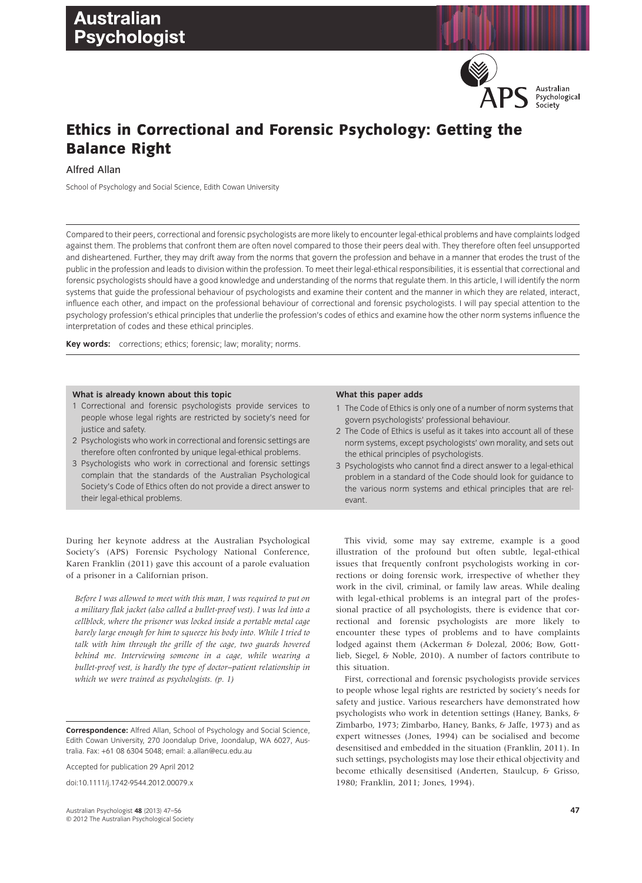# Ethics in Correctional and Forensic Psychology: Getting the Balance Right

Alfred Allan

School of Psychology and Social Science, Edith Cowan University

Compared to their peers, correctional and forensic psychologists are more likely to encounter legal-ethical problems and have complaints lodged against them. The problems that confront them are often novel compared to those their peers deal with. They therefore often feel unsupported and disheartened. Further, they may drift away from the norms that govern the profession and behave in a manner that erodes the trust of the public in the profession and leads to division within the profession. To meet their legal-ethical responsibilities, it is essential that correctional and forensic psychologists should have a good knowledge and understanding of the norms that regulate them. In this article, I will identify the norm systems that guide the professional behaviour of psychologists and examine their content and the manner in which they are related, interact, influence each other, and impact on the professional behaviour of correctional and forensic psychologists. I will pay special attention to the psychology profession's ethical principles that underlie the profession's codes of ethics and examine how the other norm systems influence the interpretation of codes and these ethical principles.

**Key words:** corrections; ethics; forensic; law; morality; norms.

**What is already known about this topic**

1. Correctional and forensic psychologists provide services to people whose legal rights are restricted by society's need for justice and safety.
2. Psychologists who work in correctional and forensic settings are therefore often confronted by unique legal-ethical problems.
3. Psychologists who work in correctional and forensic settings complain that the standards of the Australian Psychological Society's Code of Ethics often do not provide a direct answer to their legal-ethical problems.

**What this paper adds**

1. The Code of Ethics is only one of a number of norm systems that govern psychologists' professional behaviour.
2. The Code of Ethics is useful as it takes into account all of these norm systems, except psychologists' own morality, and sets out the ethical principles of psychologists.
3. Psychologists who cannot find a direct answer to a legal-ethical problem in a standard of the Code should look for guidance to the various norm systems and ethical principles that are relevant.

During her keynote address at the Australian Psychological Society's (APS) Forensic Psychology National Conference, Karen Franklin (2011) gave this account of a parole evaluation of a prisoner in a Californian prison.

> *Before I was allowed to meet with this man, I was required to put on a military flak jacket (also called a bullet-proof vest). I was led into a cellblock, where the prisoner was locked inside a portable metal cage barely large enough for him to squeeze his body into. While I tried to talk with him through the grille of the cage, two guards hovered behind me. Interviewing someone in a cage, while wearing a bullet-proof vest, is hardly the type of doctor–patient relationship in which we were trained as psychologists.* (p. 1)

This vivid, some may say extreme, example is a good illustration of the profound but often subtle, legal-ethical issues that frequently confront psychologists working in corrections or doing forensic work, irrespective of whether they work in the civil, criminal, or family law areas. While dealing with legal-ethical problems is an integral part of the professional practice of all psychologists, there is evidence that correctional and forensic psychologists are more likely to encounter these types of problems and to have complaints lodged against them (Ackerman & Dolezal, 2006; Bow, Gottlieb, Siegel, & Noble, 2010). A number of factors contribute to this situation.

First, correctional and forensic psychologists provide services to people whose legal rights are restricted by society's needs for safety and justice. Various researchers have demonstrated how psychologists who work in detention settings (Haney, Banks, & Zimbarbo, 1973; Zimbarbo, Haney, Banks, & Jaffe, 1973) and as expert witnesses (Jones, 1994) can be socialised and become desensitised and embedded in the situation (Franklin, 2011). In such settings, psychologists may lose their ethical objectivity and become ethically desensitised (Anderten, Staulcup, & Grisso, 1980; Franklin, 2011; Jones, 1994).

**Correspondence:** Alfred Allan, School of Psychology and Social Science, Edith Cowan University, 270 Joondalup Drive, Joondalup, WA 6027, Australia. Fax: +61 08 6304 5048; email: a.allan@ecu.edu.au

Accepted for publication 29 April 2012

doi:10.1111/j.1742-9544.2012.00079.x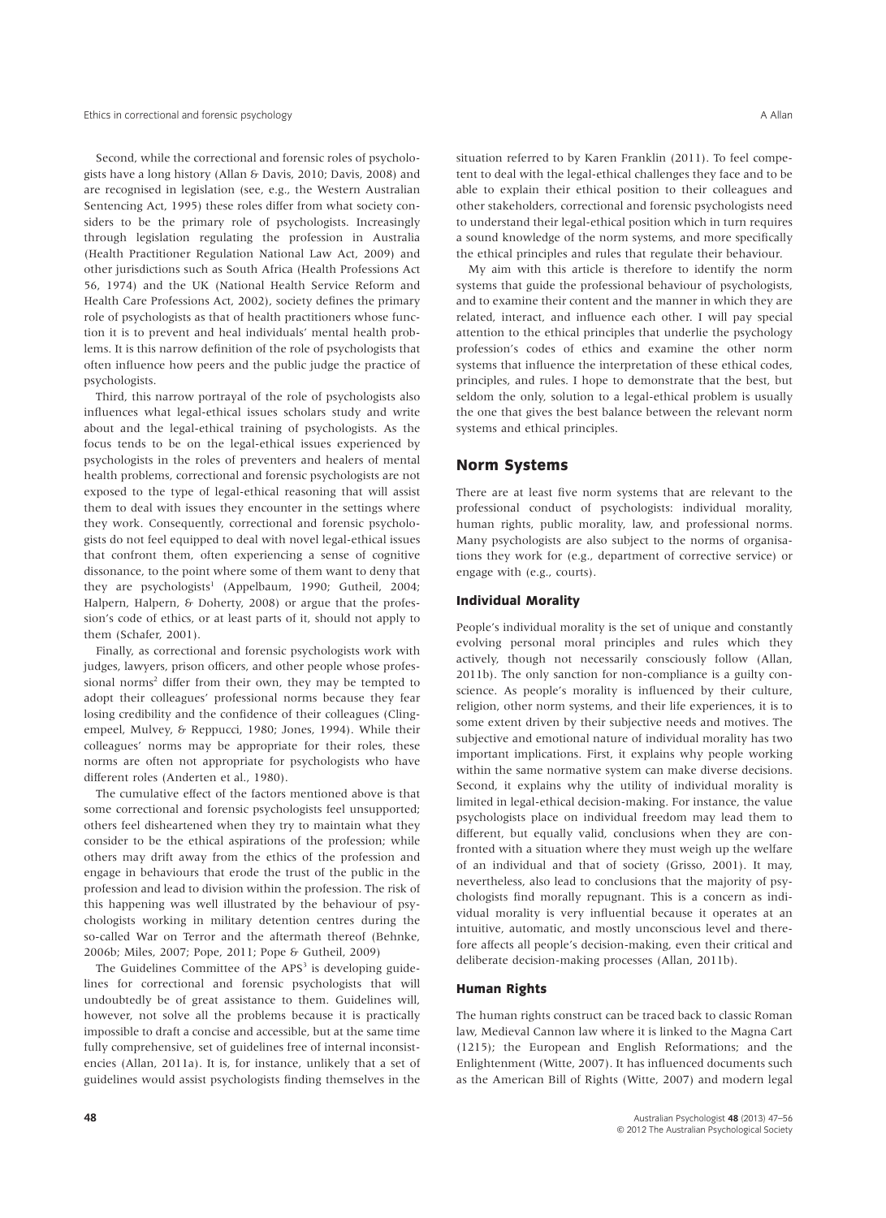Second, while the correctional and forensic roles of psychologists have a long history (Allan & Davis, 2010; Davis, 2008) and are recognised in legislation (see, e.g., the Western Australian Sentencing Act, 1995) these roles differ from what society considers to be the primary role of psychologists. Increasingly through legislation regulating the profession in Australia (Health Practitioner Regulation National Law Act, 2009) and other jurisdictions such as South Africa (Health Professions Act 56, 1974) and the UK (National Health Service Reform and Health Care Professions Act, 2002), society defines the primary role of psychologists as that of health practitioners whose function it is to prevent and heal individuals' mental health problems. It is this narrow definition of the role of psychologists that often influence how peers and the public judge the practice of psychologists.

Third, this narrow portrayal of the role of psychologists also influences what legal-ethical issues scholars study and write about and the legal-ethical training of psychologists. As the focus tends to be on the legal-ethical issues experienced by psychologists in the roles of preventers and healers of mental health problems, correctional and forensic psychologists are not exposed to the type of legal-ethical reasoning that will assist them to deal with issues they encounter in the settings where they work. Consequently, correctional and forensic psychologists do not feel equipped to deal with novel legal-ethical issues that confront them, often experiencing a sense of cognitive dissonance, to the point where some of them want to deny that they are psychologists[1] (Appelbaum, 1990; Gutheil, 2004; Halpern, Halpern, & Doherty, 2008) or argue that the profession's code of ethics, or at least parts of it, should not apply to them (Schafer, 2001).

Finally, as correctional and forensic psychologists work with judges, lawyers, prison officers, and other people whose professional norms[2] differ from their own, they may be tempted to adopt their colleagues' professional norms because they fear losing credibility and the confidence of their colleagues (Clingempeel, Mulvey, & Reppucci, 1980; Jones, 1994). While their colleagues' norms may be appropriate for their roles, these norms are often not appropriate for psychologists who have different roles (Anderten et al., 1980).

The cumulative effect of the factors mentioned above is that some correctional and forensic psychologists feel unsupported; others feel disheartened when they try to maintain what they consider to be the ethical aspirations of the profession; while others may drift away from the ethics of the profession and engage in behaviours that erode the trust of the public in the profession and lead to division within the profession. The risk of this happening was well illustrated by the behaviour of psychologists working in military detention centres during the so-called War on Terror and the aftermath thereof (Behnke, 2006b; Miles, 2007; Pope, 2011; Pope & Gutheil, 2009)

The Guidelines Committee of the APS[3] is developing guidelines for correctional and forensic psychologists that will undoubtedly be of great assistance to them. Guidelines will, however, not solve all the problems because it is practically impossible to draft a concise and accessible, but at the same time fully comprehensive, set of guidelines free of internal inconsistencies (Allan, 2011a). It is, for instance, unlikely that a set of guidelines would assist psychologists finding themselves in the situation referred to by Karen Franklin (2011). To feel competent to deal with the legal-ethical challenges they face and to be able to explain their ethical position to their colleagues and other stakeholders, correctional and forensic psychologists need to understand their legal-ethical position which in turn requires a sound knowledge of the norm systems, and more specifically the ethical principles and rules that regulate their behaviour.

My aim with this article is therefore to identify the norm systems that guide the professional behaviour of psychologists, and to examine their content and the manner in which they are related, interact, and influence each other. I will pay special attention to the ethical principles that underlie the psychology profession's codes of ethics and examine the other norm systems that influence the interpretation of these ethical codes, principles, and rules. I hope to demonstrate that the best, but seldom the only, solution to a legal-ethical problem is usually the one that gives the best balance between the relevant norm systems and ethical principles.

## Norm Systems

There are at least five norm systems that are relevant to the professional conduct of psychologists: individual morality, human rights, public morality, law, and professional norms. Many psychologists are also subject to the norms of organisations they work for (e.g., department of corrective service) or engage with (e.g., courts).

### Individual Morality

People's individual morality is the set of unique and constantly evolving personal moral principles and rules which they actively, though not necessarily consciously follow (Allan, 2011b). The only sanction for non-compliance is a guilty conscience. As people's morality is influenced by their culture, religion, other norm systems, and their life experiences, it is to some extent driven by their subjective needs and motives. The subjective and emotional nature of individual morality has two important implications. First, it explains why people working within the same normative system can make diverse decisions. Second, it explains why the utility of individual morality is limited in legal-ethical decision-making. For instance, the value psychologists place on individual freedom may lead them to different, but equally valid, conclusions when they are confronted with a situation where they must weigh up the welfare of an individual and that of society (Grisso, 2001). It may, nevertheless, also lead to conclusions that the majority of psychologists find morally repugnant. This is a concern as individual morality is very influential because it operates at an intuitive, automatic, and mostly unconscious level and therefore affects all people's decision-making, even their critical and deliberate decision-making processes (Allan, 2011b).

### Human Rights

The human rights construct can be traced back to classic Roman law, Medieval Cannon law where it is linked to the Magna Cart (1215); the European and English Reformations; and the Enlightenment (Witte, 2007). It has influenced documents such as the American Bill of Rights (Witte, 2007) and modern legal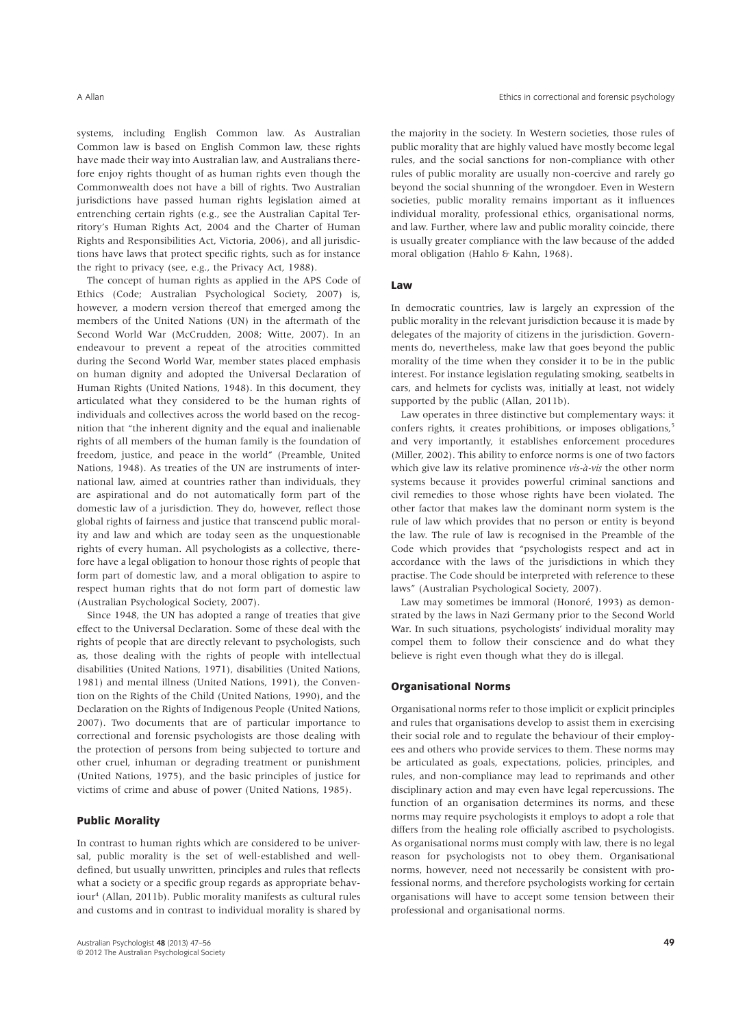systems, including English Common law. As Australian Common law is based on English Common law, these rights have made their way into Australian law, and Australians therefore enjoy rights thought of as human rights even though the Commonwealth does not have a bill of rights. Two Australian jurisdictions have passed human rights legislation aimed at entrenching certain rights (e.g., see the Australian Capital Territory's Human Rights Act, 2004 and the Charter of Human Rights and Responsibilities Act, Victoria, 2006), and all jurisdictions have laws that protect specific rights, such as for instance the right to privacy (see, e.g., the Privacy Act, 1988).

The concept of human rights as applied in the APS Code of Ethics (Code; Australian Psychological Society, 2007) is, however, a modern version thereof that emerged among the members of the United Nations (UN) in the aftermath of the Second World War (McCrudden, 2008; Witte, 2007). In an endeavour to prevent a repeat of the atrocities committed during the Second World War, member states placed emphasis on human dignity and adopted the Universal Declaration of Human Rights (United Nations, 1948). In this document, they articulated what they considered to be the human rights of individuals and collectives across the world based on the recognition that "the inherent dignity and the equal and inalienable rights of all members of the human family is the foundation of freedom, justice, and peace in the world" (Preamble, United Nations, 1948). As treaties of the UN are instruments of international law, aimed at countries rather than individuals, they are aspirational and do not automatically form part of the domestic law of a jurisdiction. They do, however, reflect those global rights of fairness and justice that transcend public morality and law and which are today seen as the unquestionable rights of every human. All psychologists as a collective, therefore have a legal obligation to honour those rights of people that form part of domestic law, and a moral obligation to aspire to respect human rights that do not form part of domestic law (Australian Psychological Society, 2007).

Since 1948, the UN has adopted a range of treaties that give effect to the Universal Declaration. Some of these deal with the rights of people that are directly relevant to psychologists, such as, those dealing with the rights of people with intellectual disabilities (United Nations, 1971), disabilities (United Nations, 1981) and mental illness (United Nations, 1991), the Convention on the Rights of the Child (United Nations, 1990), and the Declaration on the Rights of Indigenous People (United Nations, 2007). Two documents that are of particular importance to correctional and forensic psychologists are those dealing with the protection of persons from being subjected to torture and other cruel, inhuman or degrading treatment or punishment (United Nations, 1975), and the basic principles of justice for victims of crime and abuse of power (United Nations, 1985).

## Public Morality

In contrast to human rights which are considered to be universal, public morality is the set of well-established and well-defined, but usually unwritten, principles and rules that reflects what a society or a specific group regards as appropriate behaviour[4] (Allan, 2011b). Public morality manifests as cultural rules and customs and in contrast to individual morality is shared by the majority in the society. In Western societies, those rules of public morality that are highly valued have mostly become legal rules, and the social sanctions for non-compliance with other rules of public morality are usually non-coercive and rarely go beyond the social shunning of the wrongdoer. Even in Western societies, public morality remains important as it influences individual morality, professional ethics, organisational norms, and law. Further, where law and public morality coincide, there is usually greater compliance with the law because of the added moral obligation (Hahlo & Kahn, 1968).

## Law

In democratic countries, law is largely an expression of the public morality in the relevant jurisdiction because it is made by delegates of the majority of citizens in the jurisdiction. Governments do, nevertheless, make law that goes beyond the public morality of the time when they consider it to be in the public interest. For instance legislation regulating smoking, seatbelts in cars, and helmets for cyclists was, initially at least, not widely supported by the public (Allan, 2011b).

Law operates in three distinctive but complementary ways: it confers rights, it creates prohibitions, or imposes obligations,[5] and very importantly, it establishes enforcement procedures (Miller, 2002). This ability to enforce norms is one of two factors which give law its relative prominence *vis-à-vis* the other norm systems because it provides powerful criminal sanctions and civil remedies to those whose rights have been violated. The other factor that makes law the dominant norm system is the rule of law which provides that no person or entity is beyond the law. The rule of law is recognised in the Preamble of the Code which provides that "psychologists respect and act in accordance with the laws of the jurisdictions in which they practise. The Code should be interpreted with reference to these laws" (Australian Psychological Society, 2007).

Law may sometimes be immoral (Honoré, 1993) as demonstrated by the laws in Nazi Germany prior to the Second World War. In such situations, psychologists' individual morality may compel them to follow their conscience and do what they believe is right even though what they do is illegal.

## Organisational Norms

Organisational norms refer to those implicit or explicit principles and rules that organisations develop to assist them in exercising their social role and to regulate the behaviour of their employees and others who provide services to them. These norms may be articulated as goals, expectations, policies, principles, and rules, and non-compliance may lead to reprimands and other disciplinary action and may even have legal repercussions. The function of an organisation determines its norms, and these norms may require psychologists it employs to adopt a role that differs from the healing role officially ascribed to psychologists. As organisational norms must comply with law, there is no legal reason for psychologists not to obey them. Organisational norms, however, need not necessarily be consistent with professional norms, and therefore psychologists working for certain organisations will have to accept some tension between their professional and organisational norms.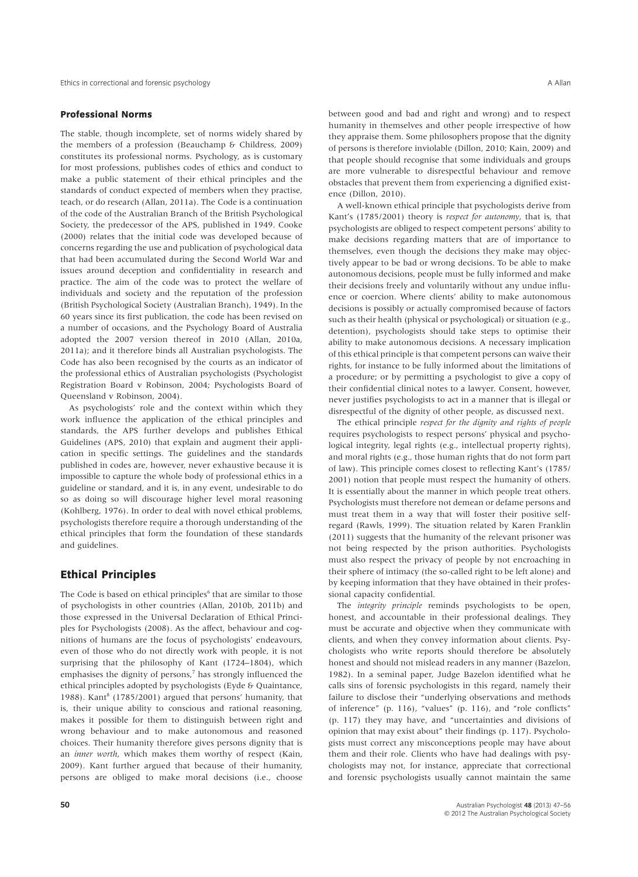### Professional Norms

The stable, though incomplete, set of norms widely shared by the members of a profession (Beauchamp & Childress, 2009) constitutes its professional norms. Psychology, as is customary for most professions, publishes codes of ethics and conduct to make a public statement of their ethical principles and the standards of conduct expected of members when they practise, teach, or do research (Allan, 2011a). The Code is a continuation of the code of the Australian Branch of the British Psychological Society, the predecessor of the APS, published in 1949. Cooke (2000) relates that the initial code was developed because of concerns regarding the use and publication of psychological data that had been accumulated during the Second World War and issues around deception and confidentiality in research and practice. The aim of the code was to protect the welfare of individuals and society and the reputation of the profession (British Psychological Society (Australian Branch), 1949). In the 60 years since its first publication, the code has been revised on a number of occasions, and the Psychology Board of Australia adopted the 2007 version thereof in 2010 (Allan, 2010a, 2011a); and it therefore binds all Australian psychologists. The Code has also been recognised by the courts as an indicator of the professional ethics of Australian psychologists (Psychologist Registration Board v Robinson, 2004; Psychologists Board of Queensland v Robinson, 2004).

As psychologists' role and the context within which they work influence the application of the ethical principles and standards, the APS further develops and publishes Ethical Guidelines (APS, 2010) that explain and augment their application in specific settings. The guidelines and the standards published in codes are, however, never exhaustive because it is impossible to capture the whole body of professional ethics in a guideline or standard, and it is, in any event, undesirable to do so as doing so will discourage higher level moral reasoning (Kohlberg, 1976). In order to deal with novel ethical problems, psychologists therefore require a thorough understanding of the ethical principles that form the foundation of these standards and guidelines.

## Ethical Principles

The Code is based on ethical principles[6] that are similar to those of psychologists in other countries (Allan, 2010b, 2011b) and those expressed in the Universal Declaration of Ethical Principles for Psychologists (2008). As the affect, behaviour and cognitions of humans are the focus of psychologists' endeavours, even of those who do not directly work with people, it is not surprising that the philosophy of Kant (1724–1804), which emphasises the dignity of persons,[7] has strongly influenced the ethical principles adopted by psychologists (Eyde & Quaintance, 1988). Kant[8] (1785/2001) argued that persons' humanity, that is, their unique ability to conscious and rational reasoning, makes it possible for them to distinguish between right and wrong behaviour and to make autonomous and reasoned choices. Their humanity therefore gives persons dignity that is an *inner worth*, which makes them worthy of respect (Kain, 2009). Kant further argued that because of their humanity, persons are obliged to make moral decisions (i.e., choose between good and bad and right and wrong) and to respect humanity in themselves and other people irrespective of how they appraise them. Some philosophers propose that the dignity of persons is therefore inviolable (Dillon, 2010; Kain, 2009) and that people should recognise that some individuals and groups are more vulnerable to disrespectful behaviour and remove obstacles that prevent them from experiencing a dignified existence (Dillon, 2010).

A well-known ethical principle that psychologists derive from Kant's (1785/2001) theory is *respect for autonomy*, that is, that psychologists are obliged to respect competent persons' ability to make decisions regarding matters that are of importance to themselves, even though the decisions they make may objectively appear to be bad or wrong decisions. To be able to make autonomous decisions, people must be fully informed and make their decisions freely and voluntarily without any undue influence or coercion. Where clients' ability to make autonomous decisions is possibly or actually compromised because of factors such as their health (physical or psychological) or situation (e.g., detention), psychologists should take steps to optimise their ability to make autonomous decisions. A necessary implication of this ethical principle is that competent persons can waive their rights, for instance to be fully informed about the limitations of a procedure; or by permitting a psychologist to give a copy of their confidential clinical notes to a lawyer. Consent, however, never justifies psychologists to act in a manner that is illegal or disrespectful of the dignity of other people, as discussed next.

The ethical principle *respect for the dignity and rights of people* requires psychologists to respect persons' physical and psychological integrity, legal rights (e.g., intellectual property rights), and moral rights (e.g., those human rights that do not form part of law). This principle comes closest to reflecting Kant's (1785/2001) notion that people must respect the humanity of others. It is essentially about the manner in which people treat others. Psychologists must therefore not demean or defame persons and must treat them in a way that will foster their positive self-regard (Rawls, 1999). The situation related by Karen Franklin (2011) suggests that the humanity of the relevant prisoner was not being respected by the prison authorities. Psychologists must also respect the privacy of people by not encroaching in their sphere of intimacy (the so-called right to be left alone) and by keeping information that they have obtained in their professional capacity confidential.

The *integrity principle* reminds psychologists to be open, honest, and accountable in their professional dealings. They must be accurate and objective when they communicate with clients, and when they convey information about clients. Psychologists who write reports should therefore be absolutely honest and should not mislead readers in any manner (Bazelon, 1982). In a seminal paper, Judge Bazelon identified what he calls sins of forensic psychologists in this regard, namely their failure to disclose their "underlying observations and methods of inference" (p. 116), "values" (p. 116), and "role conflicts" (p. 117) they may have, and "uncertainties and divisions of opinion that may exist about" their findings (p. 117). Psychologists must correct any misconceptions people may have about them and their role. Clients who have had dealings with psychologists may not, for instance, appreciate that correctional and forensic psychologists usually cannot maintain the same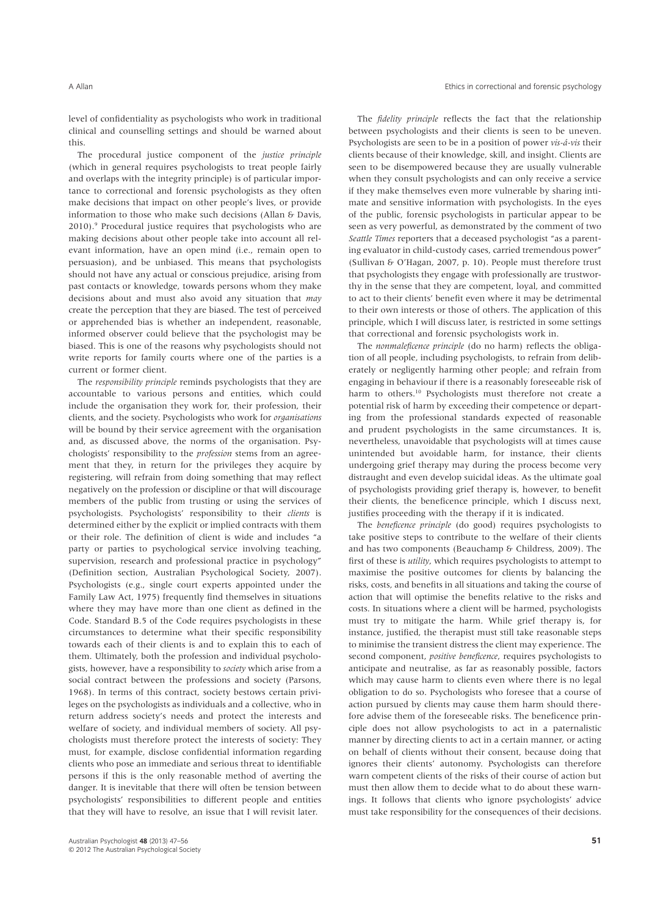level of confidentiality as psychologists who work in traditional clinical and counselling settings and should be warned about this.

The procedural justice component of the *justice principle* (which in general requires psychologists to treat people fairly and overlaps with the integrity principle) is of particular importance to correctional and forensic psychologists as they often make decisions that impact on other people's lives, or provide information to those who make such decisions (Allan & Davis, 2010).[9] Procedural justice requires that psychologists who are making decisions about other people take into account all relevant information, have an open mind (i.e., remain open to persuasion), and be unbiased. This means that psychologists should not have any actual or conscious prejudice, arising from past contacts or knowledge, towards persons whom they make decisions about and must also avoid any situation that *may* create the perception that they are biased. The test of perceived or apprehended bias is whether an independent, reasonable, informed observer could believe that the psychologist may be biased. This is one of the reasons why psychologists should not write reports for family courts where one of the parties is a current or former client.

The *responsibility principle* reminds psychologists that they are accountable to various persons and entities, which could include the organisation they work for, their profession, their clients, and the society. Psychologists who work for *organisations* will be bound by their service agreement with the organisation and, as discussed above, the norms of the organisation. Psychologists' responsibility to the *profession* stems from an agreement that they, in return for the privileges they acquire by registering, will refrain from doing something that may reflect negatively on the profession or discipline or that will discourage members of the public from trusting or using the services of psychologists. Psychologists' responsibility to their *clients* is determined either by the explicit or implied contracts with them or their role. The definition of client is wide and includes "a party or parties to psychological service involving teaching, supervision, research and professional practice in psychology" (Definition section, Australian Psychological Society, 2007). Psychologists (e.g., single court experts appointed under the Family Law Act, 1975) frequently find themselves in situations where they may have more than one client as defined in the Code. Standard B.5 of the Code requires psychologists in these circumstances to determine what their specific responsibility towards each of their clients is and to explain this to each of them. Ultimately, both the profession and individual psychologists, however, have a responsibility to *society* which arise from a social contract between the professions and society (Parsons, 1968). In terms of this contract, society bestows certain privileges on the psychologists as individuals and a collective, who in return address society's needs and protect the interests and welfare of society, and individual members of society. All psychologists must therefore protect the interests of society: They must, for example, disclose confidential information regarding clients who pose an immediate and serious threat to identifiable persons if this is the only reasonable method of averting the danger. It is inevitable that there will often be tension between psychologists' responsibilities to different people and entities that they will have to resolve, an issue that I will revisit later.

The *fidelity principle* reflects the fact that the relationship between psychologists and their clients is seen to be uneven. Psychologists are seen to be in a position of power *vis-á-vis* their clients because of their knowledge, skill, and insight. Clients are seen to be disempowered because they are usually vulnerable when they consult psychologists and can only receive a service if they make themselves even more vulnerable by sharing intimate and sensitive information with psychologists. In the eyes of the public, forensic psychologists in particular appear to be seen as very powerful, as demonstrated by the comment of two *Seattle Times* reporters that a deceased psychologist "as a parenting evaluator in child-custody cases, carried tremendous power" (Sullivan & O'Hagan, 2007, p. 10). People must therefore trust that psychologists they engage with professionally are trustworthy in the sense that they are competent, loyal, and committed to act to their clients' benefit even where it may be detrimental to their own interests or those of others. The application of this principle, which I will discuss later, is restricted in some settings that correctional and forensic psychologists work in.

The *nonmaleficence principle* (do no harm) reflects the obligation of all people, including psychologists, to refrain from deliberately or negligently harming other people; and refrain from engaging in behaviour if there is a reasonably foreseeable risk of harm to others.[10] Psychologists must therefore not create a potential risk of harm by exceeding their competence or departing from the professional standards expected of reasonable and prudent psychologists in the same circumstances. It is, nevertheless, unavoidable that psychologists will at times cause unintended but avoidable harm, for instance, their clients undergoing grief therapy may during the process become very distraught and even develop suicidal ideas. As the ultimate goal of psychologists providing grief therapy is, however, to benefit their clients, the beneficence principle, which I discuss next, justifies proceeding with the therapy if it is indicated.

The *beneficence principle* (do good) requires psychologists to take positive steps to contribute to the welfare of their clients and has two components (Beauchamp & Childress, 2009). The first of these is *utility*, which requires psychologists to attempt to maximise the positive outcomes for clients by balancing the risks, costs, and benefits in all situations and taking the course of action that will optimise the benefits relative to the risks and costs. In situations where a client will be harmed, psychologists must try to mitigate the harm. While grief therapy is, for instance, justified, the therapist must still take reasonable steps to minimise the transient distress the client may experience. The second component, *positive beneficence*, requires psychologists to anticipate and neutralise, as far as reasonably possible, factors which may cause harm to clients even where there is no legal obligation to do so. Psychologists who foresee that a course of action pursued by clients may cause them harm should therefore advise them of the foreseeable risks. The beneficence principle does not allow psychologists to act in a paternalistic manner by directing clients to act in a certain manner, or acting on behalf of clients without their consent, because doing that ignores their clients' autonomy. Psychologists can therefore warn competent clients of the risks of their course of action but must then allow them to decide what to do about these warnings. It follows that clients who ignore psychologists' advice must take responsibility for the consequences of their decisions.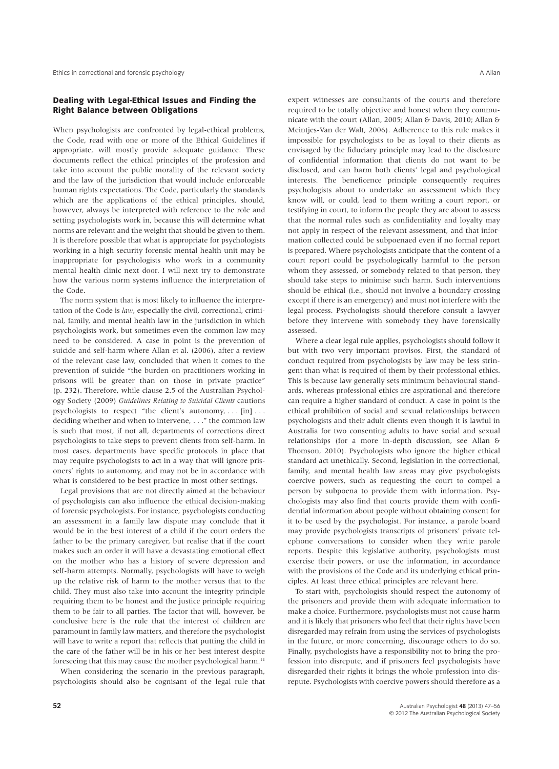## Dealing with Legal-Ethical Issues and Finding the Right Balance between Obligations

When psychologists are confronted by legal-ethical problems, the Code, read with one or more of the Ethical Guidelines if appropriate, will mostly provide adequate guidance. These documents reflect the ethical principles of the profession and take into account the public morality of the relevant society and the law of the jurisdiction that would include enforceable human rights expectations. The Code, particularly the standards which are the applications of the ethical principles, should, however, always be interpreted with reference to the role and setting psychologists work in, because this will determine what norms are relevant and the weight that should be given to them. It is therefore possible that what is appropriate for psychologists working in a high security forensic mental health unit may be inappropriate for psychologists who work in a community mental health clinic next door. I will next try to demonstrate how the various norm systems influence the interpretation of the Code.

The norm system that is most likely to influence the interpretation of the Code is *law*, especially the civil, correctional, criminal, family, and mental health law in the jurisdiction in which psychologists work, but sometimes even the common law may need to be considered. A case in point is the prevention of suicide and self-harm where Allan et al. (2006), after a review of the relevant case law, concluded that when it comes to the prevention of suicide "the burden on practitioners working in prisons will be greater than on those in private practice" (p. 232). Therefore, while clause 2.5 of the Australian Psychology Society (2009) *Guidelines Relating to Suicidal Clients* cautions psychologists to respect "the client's autonomy, . . . [in] . . . deciding whether and when to intervene, . . ." the common law is such that most, if not all, departments of corrections direct psychologists to take steps to prevent clients from self-harm. In most cases, departments have specific protocols in place that may require psychologists to act in a way that will ignore prisoners' rights to autonomy, and may not be in accordance with what is considered to be best practice in most other settings.

Legal provisions that are not directly aimed at the behaviour of psychologists can also influence the ethical decision-making of forensic psychologists. For instance, psychologists conducting an assessment in a family law dispute may conclude that it would be in the best interest of a child if the court orders the father to be the primary caregiver, but realise that if the court makes such an order it will have a devastating emotional effect on the mother who has a history of severe depression and self-harm attempts. Normally, psychologists will have to weigh up the relative risk of harm to the mother versus that to the child. They must also take into account the integrity principle requiring them to be honest and the justice principle requiring them to be fair to all parties. The factor that will, however, be conclusive here is the rule that the interest of children are paramount in family law matters, and therefore the psychologist will have to write a report that reflects that putting the child in the care of the father will be in his or her best interest despite foreseeing that this may cause the mother psychological harm.[11]

When considering the scenario in the previous paragraph, psychologists should also be cognisant of the legal rule that expert witnesses are consultants of the courts and therefore required to be totally objective and honest when they communicate with the court (Allan, 2005; Allan & Davis, 2010; Allan & Meintjes-Van der Walt, 2006). Adherence to this rule makes it impossible for psychologists to be as loyal to their clients as envisaged by the fiduciary principle may lead to the disclosure of confidential information that clients do not want to be disclosed, and can harm both clients' legal and psychological interests. The beneficence principle consequently requires psychologists about to undertake an assessment which they know will, or could, lead to them writing a court report, or testifying in court, to inform the people they are about to assess that the normal rules such as confidentiality and loyalty may not apply in respect of the relevant assessment, and that information collected could be subpoenaed even if no formal report is prepared. Where psychologists anticipate that the content of a court report could be psychologically harmful to the person whom they assessed, or somebody related to that person, they should take steps to minimise such harm. Such interventions should be ethical (i.e., should not involve a boundary crossing except if there is an emergency) and must not interfere with the legal process. Psychologists should therefore consult a lawyer before they intervene with somebody they have forensically assessed.

Where a clear legal rule applies, psychologists should follow it but with two very important provisos. First, the standard of conduct required from psychologists by law may be less stringent than what is required of them by their professional ethics. This is because law generally sets minimum behavioural standards, whereas professional ethics are aspirational and therefore can require a higher standard of conduct. A case in point is the ethical prohibition of social and sexual relationships between psychologists and their adult clients even though it is lawful in Australia for two consenting adults to have social and sexual relationships (for a more in-depth discussion, see Allan & Thomson, 2010). Psychologists who ignore the higher ethical standard act unethically. Second, legislation in the correctional, family, and mental health law areas may give psychologists coercive powers, such as requesting the court to compel a person by subpoena to provide them with information. Psychologists may also find that courts provide them with confidential information about people without obtaining consent for it to be used by the psychologist. For instance, a parole board may provide psychologists transcripts of prisoners' private telephone conversations to consider when they write parole reports. Despite this legislative authority, psychologists must exercise their powers, or use the information, in accordance with the provisions of the Code and its underlying ethical principles. At least three ethical principles are relevant here.

To start with, psychologists should respect the autonomy of the prisoners and provide them with adequate information to make a choice. Furthermore, psychologists must not cause harm and it is likely that prisoners who feel that their rights have been disregarded may refrain from using the services of psychologists in the future, or more concerning, discourage others to do so. Finally, psychologists have a responsibility not to bring the profession into disrepute, and if prisoners feel psychologists have disregarded their rights it brings the whole profession into disrepute. Psychologists with coercive powers should therefore as a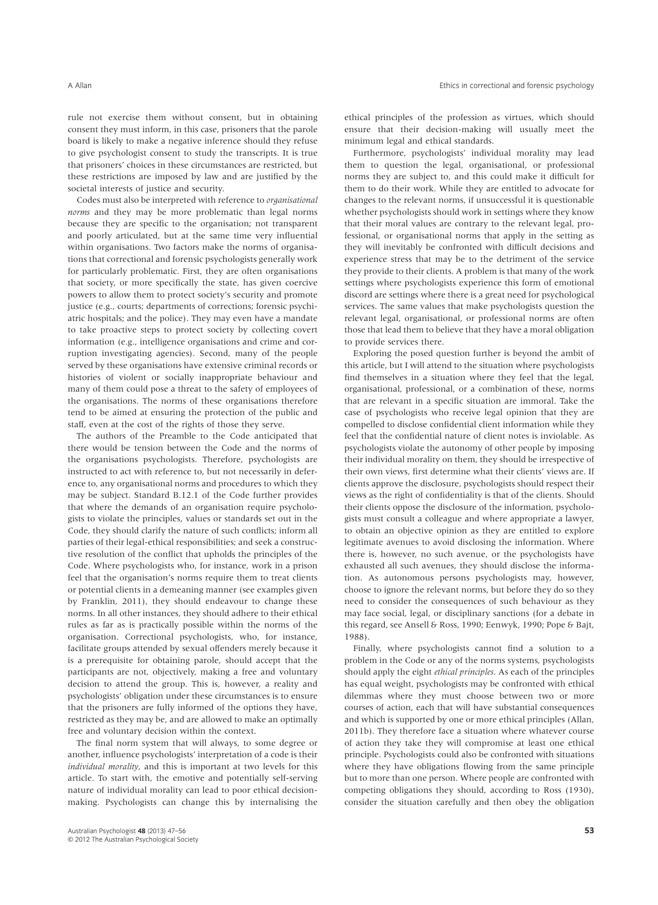rule not exercise them without consent, but in obtaining consent they must inform, in this case, prisoners that the parole board is likely to make a negative inference should they refuse to give psychologist consent to study the transcripts. It is true that prisoners' choices in these circumstances are restricted, but these restrictions are imposed by law and are justified by the societal interests of justice and security.

Codes must also be interpreted with reference to *organisational norms* and they may be more problematic than legal norms because they are specific to the organisation; not transparent and poorly articulated, but at the same time very influential within organisations. Two factors make the norms of organisations that correctional and forensic psychologists generally work for particularly problematic. First, they are often organisations that society, or more specifically the state, has given coercive powers to allow them to protect society's security and promote justice (e.g., courts; departments of corrections; forensic psychiatric hospitals; and the police). They may even have a mandate to take proactive steps to protect society by collecting covert information (e.g., intelligence organisations and crime and corruption investigating agencies). Second, many of the people served by these organisations have extensive criminal records or histories of violent or socially inappropriate behaviour and many of them could pose a threat to the safety of employees of the organisations. The norms of these organisations therefore tend to be aimed at ensuring the protection of the public and staff, even at the cost of the rights of those they serve.

The authors of the Preamble to the Code anticipated that there would be tension between the Code and the norms of the organisations psychologists. Therefore, psychologists are instructed to act with reference to, but not necessarily in deference to, any organisational norms and procedures to which they may be subject. Standard B.12.1 of the Code further provides that where the demands of an organisation require psychologists to violate the principles, values or standards set out in the Code, they should clarify the nature of such conflicts; inform all parties of their legal-ethical responsibilities; and seek a constructive resolution of the conflict that upholds the principles of the Code. Where psychologists who, for instance, work in a prison feel that the organisation's norms require them to treat clients or potential clients in a demeaning manner (see examples given by Franklin, 2011), they should endeavour to change these norms. In all other instances, they should adhere to their ethical rules as far as is practically possible within the norms of the organisation. Correctional psychologists, who, for instance, facilitate groups attended by sexual offenders merely because it is a prerequisite for obtaining parole, should accept that the participants are not, objectively, making a free and voluntary decision to attend the group. This is, however, a reality and psychologists' obligation under these circumstances is to ensure that the prisoners are fully informed of the options they have, restricted as they may be, and are allowed to make an optimally free and voluntary decision within the context.

The final norm system that will always, to some degree or another, influence psychologists' interpretation of a code is their *individual morality*, and this is important at two levels for this article. To start with, the emotive and potentially self-serving nature of individual morality can lead to poor ethical decision-making. Psychologists can change this by internalising the ethical principles of the profession as virtues, which should ensure that their decision-making will usually meet the minimum legal and ethical standards.

Furthermore, psychologists' individual morality may lead them to question the legal, organisational, or professional norms they are subject to, and this could make it difficult for them to do their work. While they are entitled to advocate for changes to the relevant norms, if unsuccessful it is questionable whether psychologists should work in settings where they know that their moral values are contrary to the relevant legal, professional, or organisational norms that apply in the setting as they will inevitably be confronted with difficult decisions and experience stress that may be to the detriment of the service they provide to their clients. A problem is that many of the work settings where psychologists experience this form of emotional discord are settings where there is a great need for psychological services. The same values that make psychologists question the relevant legal, organisational, or professional norms are often those that lead them to believe that they have a moral obligation to provide services there.

Exploring the posed question further is beyond the ambit of this article, but I will attend to the situation where psychologists find themselves in a situation where they feel that the legal, organisational, professional, or a combination of these, norms that are relevant in a specific situation are immoral. Take the case of psychologists who receive legal opinion that they are compelled to disclose confidential client information while they feel that the confidential nature of client notes is inviolable. As psychologists violate the autonomy of other people by imposing their individual morality on them, they should be irrespective of their own views, first determine what their clients' views are. If clients approve the disclosure, psychologists should respect their views as the right of confidentiality is that of the clients. Should their clients oppose the disclosure of the information, psychologists must consult a colleague and where appropriate a lawyer, to obtain an objective opinion as they are entitled to explore legitimate avenues to avoid disclosing the information. Where there is, however, no such avenue, or the psychologists have exhausted all such avenues, they should disclose the information. As autonomous persons psychologists may, however, choose to ignore the relevant norms, but before they do so they need to consider the consequences of such behaviour as they may face social, legal, or disciplinary sanctions (for a debate in this regard, see Ansell & Ross, 1990; Eenwyk, 1990; Pope & Bajt, 1988).

Finally, where psychologists cannot find a solution to a problem in the Code or any of the norms systems, psychologists should apply the eight *ethical principles*. As each of the principles has equal weight, psychologists may be confronted with ethical dilemmas where they must choose between two or more courses of action, each that will have substantial consequences and which is supported by one or more ethical principles (Allan, 2011b). They therefore face a situation where whatever course of action they take they will compromise at least one ethical principle. Psychologists could also be confronted with situations where they have obligations flowing from the same principle but to more than one person. Where people are confronted with competing obligations they should, according to Ross (1930), consider the situation carefully and then obey the obligation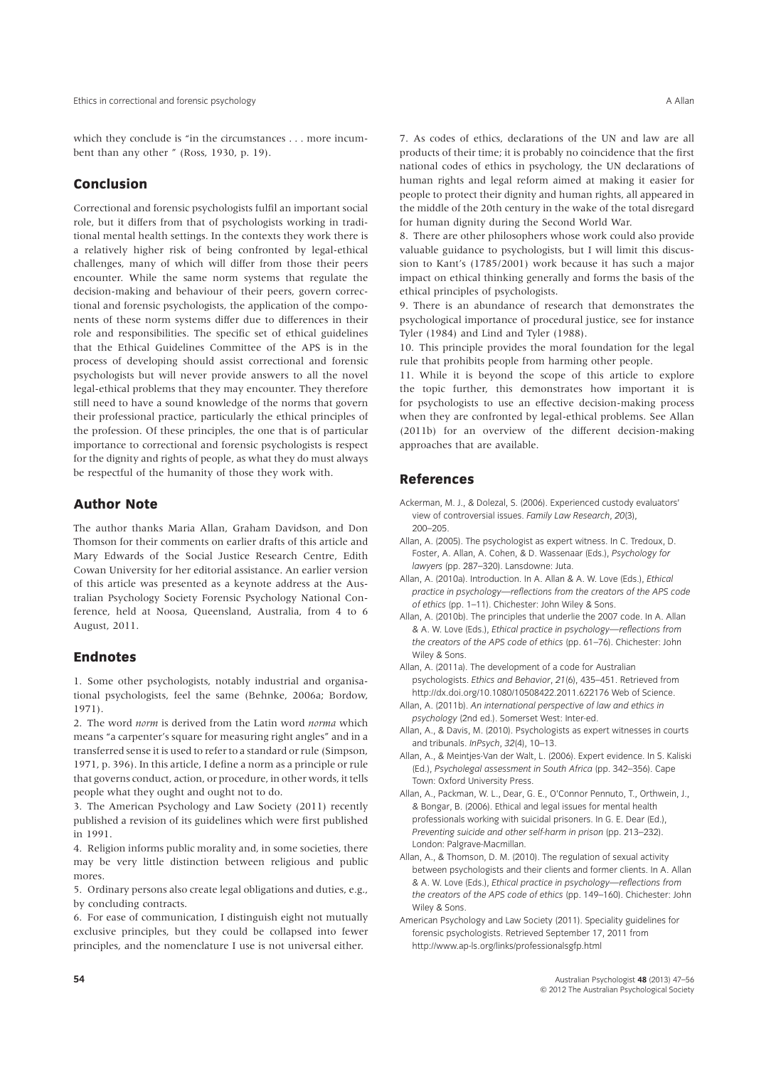which they conclude is "in the circumstances . . . more incumbent than any other " (Ross, 1930, p. 19).

## Conclusion

Correctional and forensic psychologists fulfil an important social role, but it differs from that of psychologists working in traditional mental health settings. In the contexts they work there is a relatively higher risk of being confronted by legal-ethical challenges, many of which will differ from those their peers encounter. While the same norm systems that regulate the decision-making and behaviour of their peers, govern correctional and forensic psychologists, the application of the components of these norm systems differ due to differences in their role and responsibilities. The specific set of ethical guidelines that the Ethical Guidelines Committee of the APS is in the process of developing should assist correctional and forensic psychologists but will never provide answers to all the novel legal-ethical problems that they may encounter. They therefore still need to have a sound knowledge of the norms that govern their professional practice, particularly the ethical principles of the profession. Of these principles, the one that is of particular importance to correctional and forensic psychologists is respect for the dignity and rights of people, as what they do must always be respectful of the humanity of those they work with.

## Author Note

The author thanks Maria Allan, Graham Davidson, and Don Thomson for their comments on earlier drafts of this article and Mary Edwards of the Social Justice Research Centre, Edith Cowan University for her editorial assistance. An earlier version of this article was presented as a keynote address at the Australian Psychology Society Forensic Psychology National Conference, held at Noosa, Queensland, Australia, from 4 to 6 August, 2011.

## Endnotes

1. Some other psychologists, notably industrial and organisational psychologists, feel the same (Behnke, 2006a; Bordow, 1971).

2. The word *norm* is derived from the Latin word *norma* which means "a carpenter's square for measuring right angles" and in a transferred sense it is used to refer to a standard or rule (Simpson, 1971, p. 396). In this article, I define a norm as a principle or rule that governs conduct, action, or procedure, in other words, it tells people what they ought and ought not to do.

3. The American Psychology and Law Society (2011) recently published a revision of its guidelines which were first published in 1991.

4. Religion informs public morality and, in some societies, there may be very little distinction between religious and public mores.

5. Ordinary persons also create legal obligations and duties, e.g., by concluding contracts.

6. For ease of communication, I distinguish eight not mutually exclusive principles, but they could be collapsed into fewer principles, and the nomenclature I use is not universal either.

7. As codes of ethics, declarations of the UN and law are all products of their time; it is probably no coincidence that the first national codes of ethics in psychology, the UN declarations of human rights and legal reform aimed at making it easier for people to protect their dignity and human rights, all appeared in the middle of the 20th century in the wake of the total disregard for human dignity during the Second World War.

8. There are other philosophers whose work could also provide valuable guidance to psychologists, but I will limit this discussion to Kant's (1785/2001) work because it has such a major impact on ethical thinking generally and forms the basis of the ethical principles of psychologists.

9. There is an abundance of research that demonstrates the psychological importance of procedural justice, see for instance Tyler (1984) and Lind and Tyler (1988).

10. This principle provides the moral foundation for the legal rule that prohibits people from harming other people.

11. While it is beyond the scope of this article to explore the topic further, this demonstrates how important it is for psychologists to use an effective decision-making process when they are confronted by legal-ethical problems. See Allan (2011b) for an overview of the different decision-making approaches that are available.

## References

Ackerman, M. J., & Dolezal, S. (2006). Experienced custody evaluators' view of controversial issues. *Family Law Research*, *20*(3), 200–205.

Allan, A. (2005). The psychologist as expert witness. In C. Tredoux, D. Foster, A. Allan, A. Cohen, & D. Wassenaar (Eds.), *Psychology for lawyers* (pp. 287–320). Lansdowne: Juta.

Allan, A. (2010a). Introduction. In A. Allan & A. W. Love (Eds.), *Ethical practice in psychology—reflections from the creators of the APS code of ethics* (pp. 1–11). Chichester: John Wiley & Sons.

Allan, A. (2010b). The principles that underlie the 2007 code. In A. Allan & A. W. Love (Eds.), *Ethical practice in psychology—reflections from the creators of the APS code of ethics* (pp. 61–76). Chichester: John Wiley & Sons.

Allan, A. (2011a). The development of a code for Australian psychologists. *Ethics and Behavior*, *21*(6), 435–451. Retrieved from http://dx.doi.org/10.1080/10508422.2011.622176 Web of Science.

Allan, A. (2011b). *An international perspective of law and ethics in psychology* (2nd ed.). Somerset West: Inter-ed.

Allan, A., & Davis, M. (2010). Psychologists as expert witnesses in courts and tribunals. *InPsych*, *32*(4), 10–13.

Allan, A., & Meintjes-Van der Walt, L. (2006). Expert evidence. In S. Kaliski (Ed.), *Psycholegal assessment in South Africa* (pp. 342–356). Cape Town: Oxford University Press.

Allan, A., Packman, W. L., Dear, G. E., O'Connor Pennuto, T., Orthwein, J., & Bongar, B. (2006). Ethical and legal issues for mental health professionals working with suicidal prisoners. In G. E. Dear (Ed.), *Preventing suicide and other self-harm in prison* (pp. 213–232). London: Palgrave-Macmillan.

Allan, A., & Thomson, D. M. (2010). The regulation of sexual activity between psychologists and their clients and former clients. In A. Allan & A. W. Love (Eds.), *Ethical practice in psychology—reflections from the creators of the APS code of ethics* (pp. 149–160). Chichester: John Wiley & Sons.

American Psychology and Law Society (2011). Speciality guidelines for forensic psychologists. Retrieved September 17, 2011 from http://www.ap-ls.org/links/professionalsgfp.html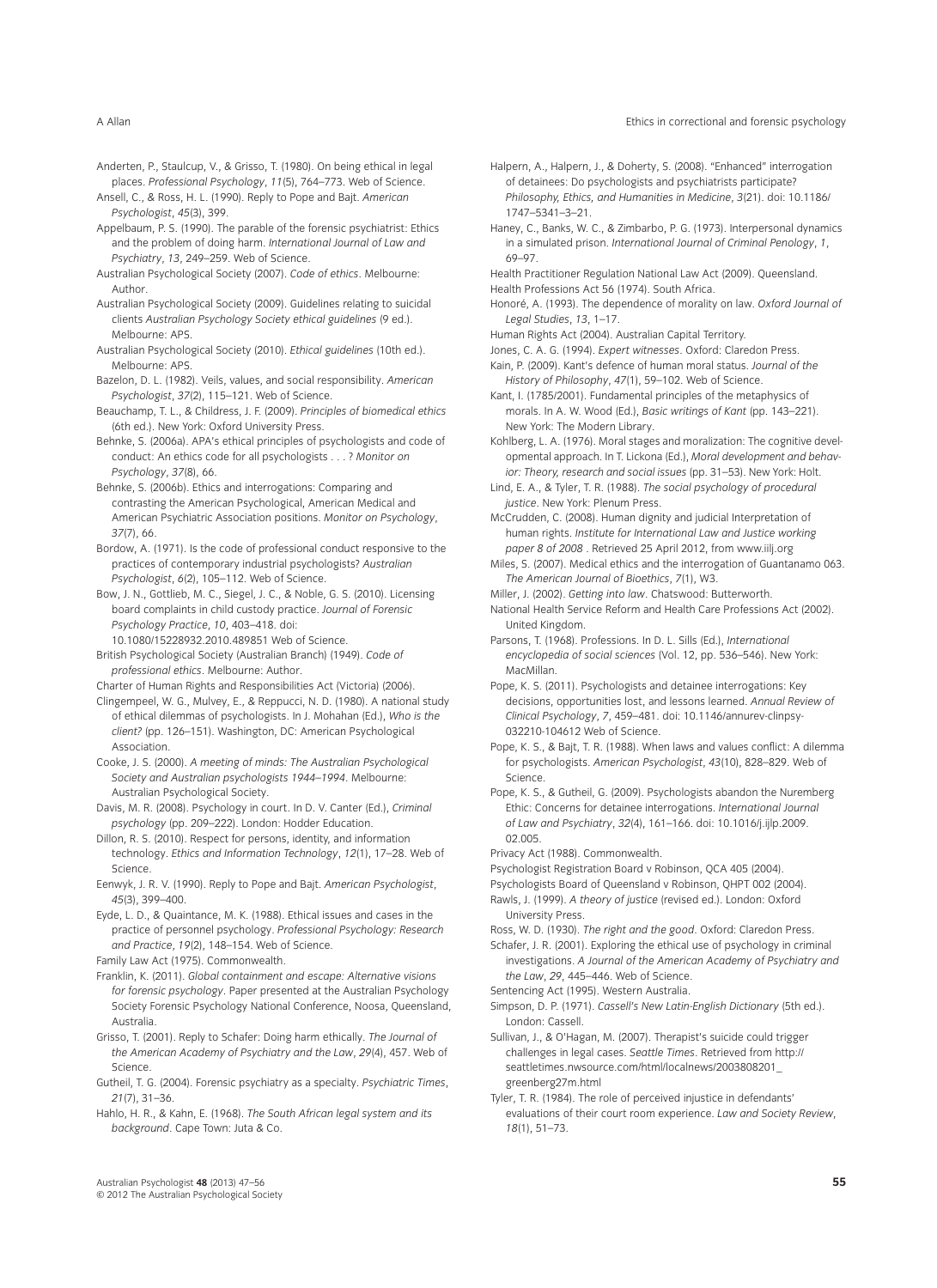Anderten, P., Staulcup, V., & Grisso, T. (1980). On being ethical in legal places. *Professional Psychology*, *11*(5), 764–773. Web of Science.

Ansell, C., & Ross, H. L. (1990). Reply to Pope and Bajt. *American Psychologist*, *45*(3), 399.

Appelbaum, P. S. (1990). The parable of the forensic psychiatrist: Ethics and the problem of doing harm. *International Journal of Law and Psychiatry*, *13*, 249–259. Web of Science.

Australian Psychological Society (2007). *Code of ethics*. Melbourne: Author.

Australian Psychological Society (2009). Guidelines relating to suicidal clients *Australian Psychology Society ethical guidelines* (9 ed.). Melbourne: APS.

Australian Psychological Society (2010). *Ethical guidelines* (10th ed.). Melbourne: APS.

Bazelon, D. L. (1982). Veils, values, and social responsibility. *American Psychologist*, *37*(2), 115–121. Web of Science.

Beauchamp, T. L., & Childress, J. F. (2009). *Principles of biomedical ethics* (6th ed.). New York: Oxford University Press.

Behnke, S. (2006a). APA's ethical principles of psychologists and code of conduct: An ethics code for all psychologists . . . ? *Monitor on Psychology*, *37*(8), 66.

Behnke, S. (2006b). Ethics and interrogations: Comparing and contrasting the American Psychological, American Medical and American Psychiatric Association positions. *Monitor on Psychology*, *37*(7), 66.

Bordow, A. (1971). Is the code of professional conduct responsive to the practices of contemporary industrial psychologists? *Australian Psychologist*, *6*(2), 105–112. Web of Science.

Bow, J. N., Gottlieb, M. C., Siegel, J. C., & Noble, G. S. (2010). Licensing board complaints in child custody practice. *Journal of Forensic Psychology Practice*, *10*, 403–418. doi: 10.1080/15228932.2010.489851 Web of Science.

British Psychological Society (Australian Branch) (1949). *Code of professional ethics*. Melbourne: Author.

Charter of Human Rights and Responsibilities Act (Victoria) (2006).

Clingempeel, W. G., Mulvey, E., & Reppucci, N. D. (1980). A national study of ethical dilemmas of psychologists. In J. Mohahan (Ed.), *Who is the client?* (pp. 126–151). Washington, DC: American Psychological Association.

Cooke, J. S. (2000). *A meeting of minds: The Australian Psychological Society and Australian psychologists 1944–1994*. Melbourne: Australian Psychological Society.

Davis, M. R. (2008). Psychology in court. In D. V. Canter (Ed.), *Criminal psychology* (pp. 209–222). London: Hodder Education.

Dillon, R. S. (2010). Respect for persons, identity, and information technology. *Ethics and Information Technology*, *12*(1), 17–28. Web of Science.

Eenwyk, J. R. V. (1990). Reply to Pope and Bajt. *American Psychologist*, *45*(3), 399–400.

Eyde, L. D., & Quaintance, M. K. (1988). Ethical issues and cases in the practice of personnel psychology. *Professional Psychology: Research and Practice*, *19*(2), 148–154. Web of Science.

Family Law Act (1975). Commonwealth.

Franklin, K. (2011). *Global containment and escape: Alternative visions for forensic psychology*. Paper presented at the Australian Psychology Society Forensic Psychology National Conference, Noosa, Queensland, Australia.

Grisso, T. (2001). Reply to Schafer: Doing harm ethically. *The Journal of the American Academy of Psychiatry and the Law*, *29*(4), 457. Web of Science.

Gutheil, T. G. (2004). Forensic psychiatry as a specialty. *Psychiatric Times*, *21*(7), 31–36.

Hahlo, H. R., & Kahn, E. (1968). *The South African legal system and its background*. Cape Town: Juta & Co.

Halpern, A., Halpern, J., & Doherty, S. (2008). "Enhanced" interrogation of detainees: Do psychologists and psychiatrists participate? *Philosophy, Ethics, and Humanities in Medicine*, *3*(21). doi: 10.1186/1747–5341–3–21.

Haney, C., Banks, W. C., & Zimbarbo, P. G. (1973). Interpersonal dynamics in a simulated prison. *International Journal of Criminal Penology*, *1*, 69–97.

Health Practitioner Regulation National Law Act (2009). Queensland.

Health Professions Act 56 (1974). South Africa.

Honoré, A. (1993). The dependence of morality on law. *Oxford Journal of Legal Studies*, *13*, 1–17.

Human Rights Act (2004). Australian Capital Territory.

Jones, C. A. G. (1994). *Expert witnesses*. Oxford: Claredon Press.

Kain, P. (2009). Kant's defence of human moral status. *Journal of the History of Philosophy*, *47*(1), 59–102. Web of Science.

Kant, I. (1785/2001). Fundamental principles of the metaphysics of morals. In A. W. Wood (Ed.), *Basic writings of Kant* (pp. 143–221). New York: The Modern Library.

Kohlberg, L. A. (1976). Moral stages and moralization: The cognitive developmental approach. In T. Lickona (Ed.), *Moral development and behavior: Theory, research and social issues* (pp. 31–53). New York: Holt.

Lind, E. A., & Tyler, T. R. (1988). *The social psychology of procedural justice*. New York: Plenum Press.

McCrudden, C. (2008). Human dignity and judicial Interpretation of human rights. *Institute for International Law and Justice working paper 8 of 2008* . Retrieved 25 April 2012, from www.iilj.org

Miles, S. (2007). Medical ethics and the interrogation of Guantanamo 063. *The American Journal of Bioethics*, *7*(1), W3.

Miller, J. (2002). *Getting into law*. Chatswood: Butterworth.

National Health Service Reform and Health Care Professions Act (2002). United Kingdom.

Parsons, T. (1968). Professions. In D. L. Sills (Ed.), *International encyclopedia of social sciences* (Vol. 12, pp. 536–546). New York: MacMillan.

Pope, K. S. (2011). Psychologists and detainee interrogations: Key decisions, opportunities lost, and lessons learned. *Annual Review of Clinical Psychology*, *7*, 459–481. doi: 10.1146/annurev-clinpsy-032210-104612 Web of Science.

Pope, K. S., & Bajt, T. R. (1988). When laws and values conflict: A dilemma for psychologists. *American Psychologist*, *43*(10), 828–829. Web of Science.

Pope, K. S., & Gutheil, G. (2009). Psychologists abandon the Nuremberg Ethic: Concerns for detainee interrogations. *International Journal of Law and Psychiatry*, *32*(4), 161–166. doi: 10.1016/j.ijlp.2009.02.005.

Privacy Act (1988). Commonwealth.

Psychologist Registration Board v Robinson, QCA 405 (2004).

Psychologists Board of Queensland v Robinson, QHPT 002 (2004).

Rawls, J. (1999). *A theory of justice* (revised ed.). London: Oxford University Press.

Ross, W. D. (1930). *The right and the good*. Oxford: Claredon Press.

Schafer, J. R. (2001). Exploring the ethical use of psychology in criminal investigations. *A Journal of the American Academy of Psychiatry and the Law*, *29*, 445–446. Web of Science.

Sentencing Act (1995). Western Australia.

Simpson, D. P. (1971). *Cassell's New Latin-English Dictionary* (5th ed.). London: Cassell.

Sullivan, J., & O'Hagan, M. (2007). Therapist's suicide could trigger challenges in legal cases. *Seattle Times*. Retrieved from http://seattletimes.nwsource.com/html/localnews/2003808201_greenberg27m.html

Tyler, T. R. (1984). The role of perceived injustice in defendants' evaluations of their court room experience. *Law and Society Review*, *18*(1), 51–73.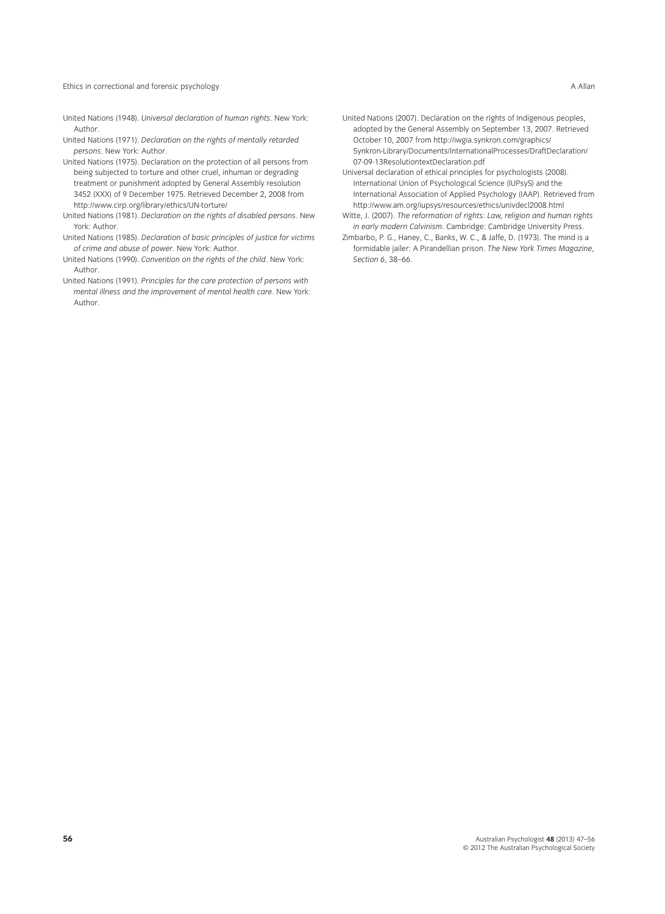United Nations (1948). *Universal declaration of human rights*. New York: Author.

United Nations (1971). *Declaration on the rights of mentally retarded persons*. New York: Author.

United Nations (1975). Declaration on the protection of all persons from being subjected to torture and other cruel, inhuman or degrading treatment or punishment adopted by General Assembly resolution 3452 (XXX) of 9 December 1975. Retrieved December 2, 2008 from http://www.cirp.org/library/ethics/UN-torture/

United Nations (1981). *Declaration on the rights of disabled persons*. New York: Author.

United Nations (1985). *Declaration of basic principles of justice for victims of crime and abuse of power*. New York: Author.

United Nations (1990). *Convention on the rights of the child*. New York: Author.

United Nations (1991). *Principles for the care protection of persons with mental illness and the improvement of mental health care*. New York: Author.

United Nations (2007). Declaration on the rights of Indigenous peoples, adopted by the General Assembly on September 13, 2007. Retrieved October 10, 2007 from http://iwgia.synkron.com/graphics/Synkron-Library/Documents/InternationalProcesses/DraftDeclaration/07-09-13ResolutiontextDeclaration.pdf

Universal declaration of ethical principles for psychologists (2008). International Union of Psychological Science (IUPsyS) and the International Association of Applied Psychology (IAAP). Retrieved from http://www.am.org/iupsys/resources/ethics/univdecl2008.html

Witte, J. (2007). *The reformation of rights: Law, religion and human rights in early modern Calvinism*. Cambridge: Cambridge University Press.

Zimbarbo, P. G., Haney, C., Banks, W. C., & Jaffe, D. (1973). The mind is a formidable jailer: A Pirandellian prison. *The New York Times Magazine*, *Section 6*, 38–66.